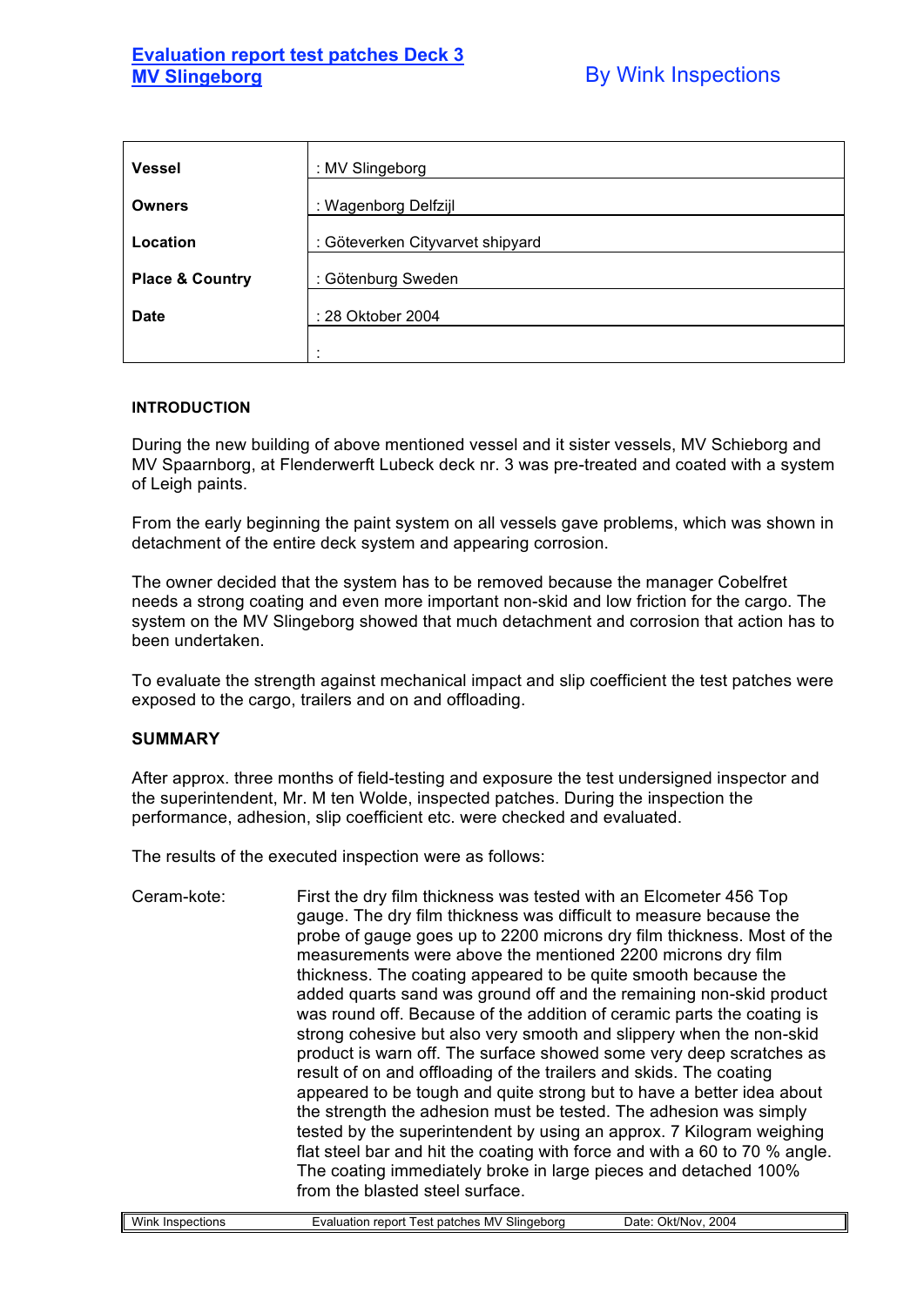# Evaluation report test patches Deck 3 MV Slingeborg

By Wink Inspections

| Vessel | : MV Slingeborg |
|---|---|
| Owners | : Wagenborg Delfzijl |
| Location | : Göteverken Cityvarvet shipyard |
| Place & Country | : Götenburg Sweden |
| Date | : 28 Oktober 2004 |
| | : |

## INTRODUCTION

During the new building of above mentioned vessel and it sister vessels, MV Schieborg and MV Spaarnborg, at Flenderwerft Lubeck deck nr. 3 was pre-treated and coated with a system of Leigh paints.

From the early beginning the paint system on all vessels gave problems, which was shown in detachment of the entire deck system and appearing corrosion.

The owner decided that the system has to be removed because the manager Cobelfret needs a strong coating and even more important non-skid and low friction for the cargo. The system on the MV Slingeborg showed that much detachment and corrosion that action has to been undertaken.

To evaluate the strength against mechanical impact and slip coefficient the test patches were exposed to the cargo, trailers and on and offloading.

## SUMMARY

After approx. three months of field-testing and exposure the test undersigned inspector and the superintendent, Mr. M ten Wolde, inspected patches. During the inspection the performance, adhesion, slip coefficient etc. were checked and evaluated.

The results of the executed inspection were as follows:

Ceram-kote: First the dry film thickness was tested with an Elcometer 456 Top gauge. The dry film thickness was difficult to measure because the probe of gauge goes up to 2200 microns dry film thickness. Most of the measurements were above the mentioned 2200 microns dry film thickness. The coating appeared to be quite smooth because the added quarts sand was ground off and the remaining non-skid product was round off. Because of the addition of ceramic parts the coating is strong cohesive but also very smooth and slippery when the non-skid product is warn off. The surface showed some very deep scratches as result of on and offloading of the trailers and skids. The coating appeared to be tough and quite strong but to have a better idea about the strength the adhesion must be tested. The adhesion was simply tested by the superintendent by using an approx. 7 Kilogram weighing flat steel bar and hit the coating with force and with a 60 to 70 % angle. The coating immediately broke in large pieces and detached 100% from the blasted steel surface.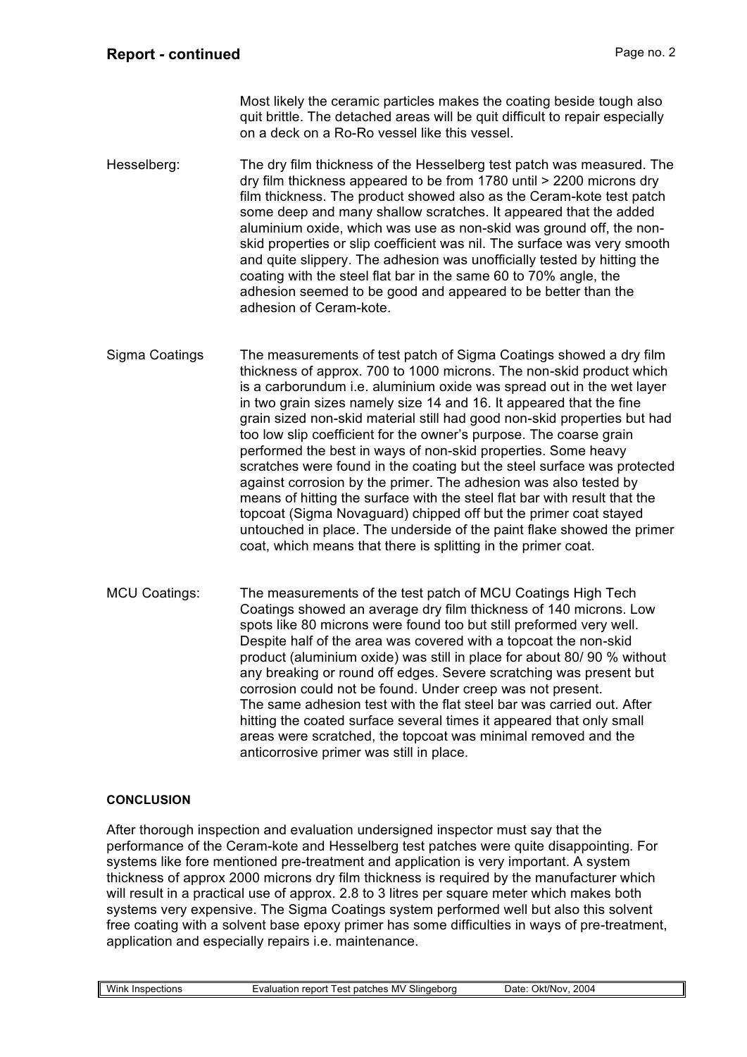Most likely the ceramic particles makes the coating beside tough also quit brittle. The detached areas will be quit difficult to repair especially on a deck on a Ro-Ro vessel like this vessel.

**Hesselberg:** The dry film thickness of the Hesselberg test patch was measured. The dry film thickness appeared to be from 1780 until > 2200 microns dry film thickness. The product showed also as the Ceram-kote test patch some deep and many shallow scratches. It appeared that the added aluminium oxide, which was use as non-skid was ground off, the non-skid properties or slip coefficient was nil. The surface was very smooth and quite slippery. The adhesion was unofficially tested by hitting the coating with the steel flat bar in the same 60 to 70% angle, the adhesion seemed to be good and appeared to be better than the adhesion of Ceram-kote.

**Sigma Coatings** The measurements of test patch of Sigma Coatings showed a dry film thickness of approx. 700 to 1000 microns. The non-skid product which is a carborundum i.e. aluminium oxide was spread out in the wet layer in two grain sizes namely size 14 and 16. It appeared that the fine grain sized non-skid material still had good non-skid properties but had too low slip coefficient for the owner's purpose. The coarse grain performed the best in ways of non-skid properties. Some heavy scratches were found in the coating but the steel surface was protected against corrosion by the primer. The adhesion was also tested by means of hitting the surface with the steel flat bar with result that the topcoat (Sigma Novaguard) chipped off but the primer coat stayed untouched in place. The underside of the paint flake showed the primer coat, which means that there is splitting in the primer coat.

**MCU Coatings:** The measurements of the test patch of MCU Coatings High Tech Coatings showed an average dry film thickness of 140 microns. Low spots like 80 microns were found too but still preformed very well. Despite half of the area was covered with a topcoat the non-skid product (aluminium oxide) was still in place for about 80/ 90 % without any breaking or round off edges. Severe scratching was present but corrosion could not be found. Under creep was not present.
The same adhesion test with the flat steel bar was carried out. After hitting the coated surface several times it appeared that only small areas were scratched, the topcoat was minimal removed and the anticorrosive primer was still in place.

## CONCLUSION

After thorough inspection and evaluation undersigned inspector must say that the performance of the Ceram-kote and Hesselberg test patches were quite disappointing. For systems like fore mentioned pre-treatment and application is very important. A system thickness of approx 2000 microns dry film thickness is required by the manufacturer which will result in a practical use of approx. 2.8 to 3 litres per square meter which makes both systems very expensive. The Sigma Coatings system performed well but also this solvent free coating with a solvent base epoxy primer has some difficulties in ways of pre-treatment, application and especially repairs i.e. maintenance.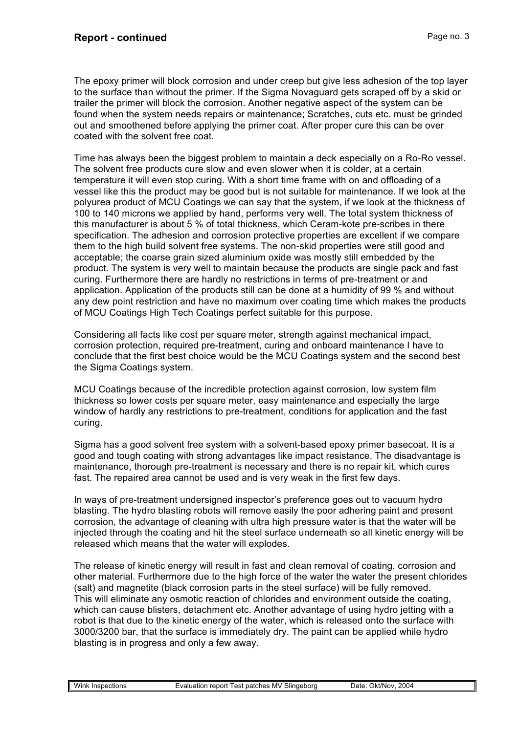The epoxy primer will block corrosion and under creep but give less adhesion of the top layer to the surface than without the primer. If the Sigma Novaguard gets scraped off by a skid or trailer the primer will block the corrosion. Another negative aspect of the system can be found when the system needs repairs or maintenance; Scratches, cuts etc. must be grinded out and smoothened before applying the primer coat. After proper cure this can be over coated with the solvent free coat.

Time has always been the biggest problem to maintain a deck especially on a Ro-Ro vessel. The solvent free products cure slow and even slower when it is colder, at a certain temperature it will even stop curing. With a short time frame with on and offloading of a vessel like this the product may be good but is not suitable for maintenance. If we look at the polyurea product of MCU Coatings we can say that the system, if we look at the thickness of 100 to 140 microns we applied by hand, performs very well. The total system thickness of this manufacturer is about 5 % of total thickness, which Ceram-kote pre-scribes in there specification. The adhesion and corrosion protective properties are excellent if we compare them to the high build solvent free systems. The non-skid properties were still good and acceptable; the coarse grain sized aluminium oxide was mostly still embedded by the product. The system is very well to maintain because the products are single pack and fast curing. Furthermore there are hardly no restrictions in terms of pre-treatment or and application. Application of the products still can be done at a humidity of 99 % and without any dew point restriction and have no maximum over coating time which makes the products of MCU Coatings High Tech Coatings perfect suitable for this purpose.

Considering all facts like cost per square meter, strength against mechanical impact, corrosion protection, required pre-treatment, curing and onboard maintenance I have to conclude that the first best choice would be the MCU Coatings system and the second best the Sigma Coatings system.

MCU Coatings because of the incredible protection against corrosion, low system film thickness so lower costs per square meter, easy maintenance and especially the large window of hardly any restrictions to pre-treatment, conditions for application and the fast curing.

Sigma has a good solvent free system with a solvent-based epoxy primer basecoat. It is a good and tough coating with strong advantages like impact resistance. The disadvantage is maintenance, thorough pre-treatment is necessary and there is no repair kit, which cures fast. The repaired area cannot be used and is very weak in the first few days.

In ways of pre-treatment undersigned inspector's preference goes out to vacuum hydro blasting. The hydro blasting robots will remove easily the poor adhering paint and present corrosion, the advantage of cleaning with ultra high pressure water is that the water will be injected through the coating and hit the steel surface underneath so all kinetic energy will be released which means that the water will explodes.

The release of kinetic energy will result in fast and clean removal of coating, corrosion and other material. Furthermore due to the high force of the water the water the present chlorides (salt) and magnetite (black corrosion parts in the steel surface) will be fully removed. This will eliminate any osmotic reaction of chlorides and environment outside the coating, which can cause blisters, detachment etc. Another advantage of using hydro jetting with a robot is that due to the kinetic energy of the water, which is released onto the surface with 3000/3200 bar, that the surface is immediately dry. The paint can be applied while hydro blasting is in progress and only a few away.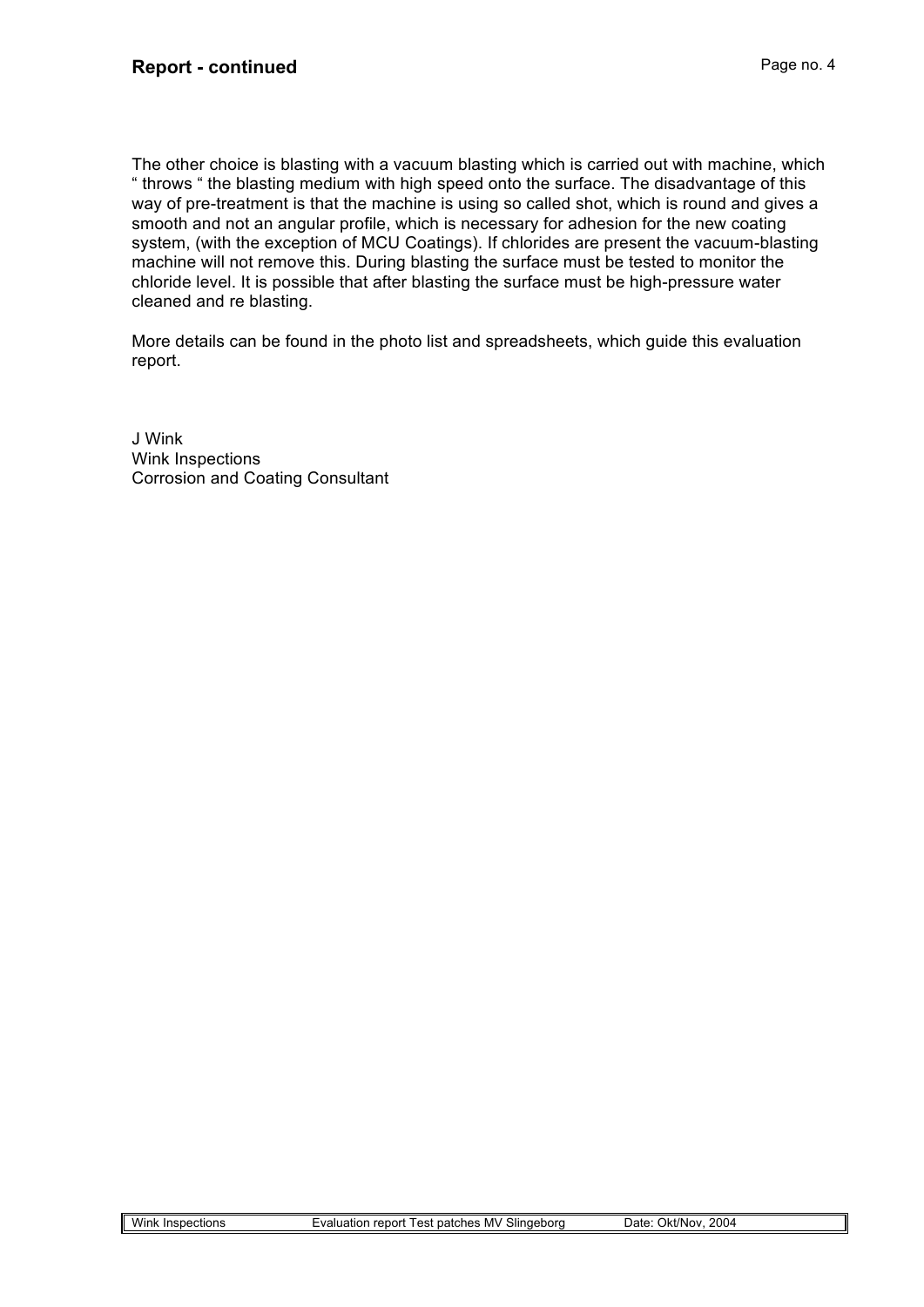The other choice is blasting with a vacuum blasting which is carried out with machine, which “ throws “ the blasting medium with high speed onto the surface. The disadvantage of this way of pre-treatment is that the machine is using so called shot, which is round and gives a smooth and not an angular profile, which is necessary for adhesion for the new coating system, (with the exception of MCU Coatings). If chlorides are present the vacuum-blasting machine will not remove this. During blasting the surface must be tested to monitor the chloride level. It is possible that after blasting the surface must be high-pressure water cleaned and re blasting.

More details can be found in the photo list and spreadsheets, which guide this evaluation report.

J Wink  
Wink Inspections  
Corrosion and Coating Consultant